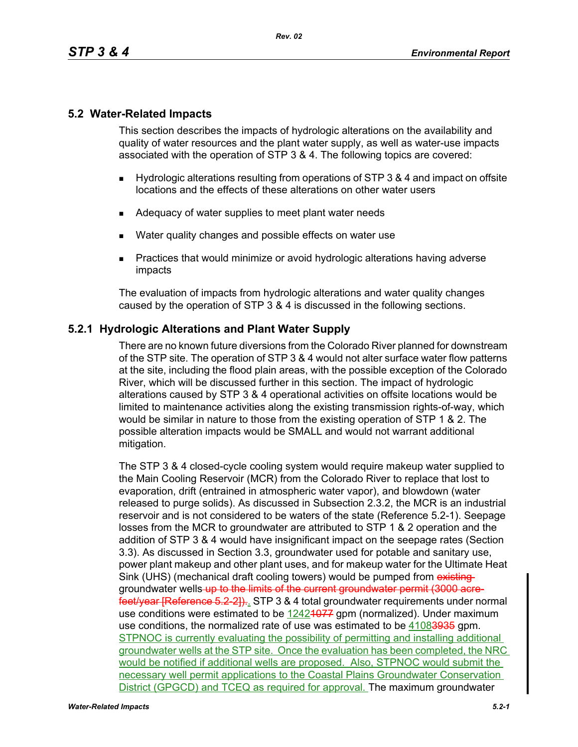## 5.2 Water-Related Impacts

This section describes the impacts of hydrologic alterations on the availability and quality of water resources and the plant water supply, as well as water-use impacts associated with the operation of STP 3 & 4. The following topics are covered:

- Hydrologic alterations resulting from operations of STP 3 & 4 and impact on offsite locations and the effects of these alterations on other water users
- Adequacy of water supplies to meet plant water needs
- Water quality changes and possible effects on water use
- Practices that would minimize or avoid hydrologic alterations having adverse impacts

The evaluation of impacts from hydrologic alterations and water quality changes caused by the operation of STP 3 & 4 is discussed in the following sections.

### 5.2.1 Hydrologic Alterations and Plant Water Supply

There are no known future diversions from the Colorado River planned for downstream of the STP site. The operation of STP 3 & 4 would not alter surface water flow patterns at the site, including the flood plain areas, with the possible exception of the Colorado River, which will be discussed further in this section. The impact of hydrologic alterations caused by STP 3 & 4 operational activities on offsite locations would be limited to maintenance activities along the existing transmission rights-of-way, which would be similar in nature to those from the existing operation of STP 1 & 2. The possible alteration impacts would be SMALL and would not warrant additional mitigation.

The STP 3 & 4 closed-cycle cooling system would require makeup water supplied to the Main Cooling Reservoir (MCR) from the Colorado River to replace that lost to evaporation, drift (entrained in atmospheric water vapor), and blowdown (water released to purge solids). As discussed in Subsection 2.3.2, the MCR is an industrial reservoir and is not considered to be waters of the state (Reference 5.2-1). Seepage losses from the MCR to groundwater are attributed to STP 1 & 2 operation and the addition of STP 3 & 4 would have insignificant impact on the seepage rates (Section 3.3). As discussed in Section 3.3, groundwater used for potable and sanitary use, power plant makeup and other plant uses, and for makeup water for the Ultimate Heat Sink (UHS) (mechanical draft cooling towers) would be pumped from ~~existing~~ groundwater wells ~~up to the limits of the current groundwater permit (3000 acre-feet/year [Reference 5.2-2]).~~. STP 3 & 4 total groundwater requirements under normal use conditions were estimated to be 1242~~1077~~ gpm (normalized). Under maximum use conditions, the normalized rate of use was estimated to be 4108~~3935~~ gpm. STPNOC is currently evaluating the possibility of permitting and installing additional groundwater wells at the STP site. Once the evaluation has been completed, the NRC would be notified if additional wells are proposed. Also, STPNOC would submit the necessary well permit applications to the Coastal Plains Groundwater Conservation District (GPGCD) and TCEQ as required for approval. The maximum groundwater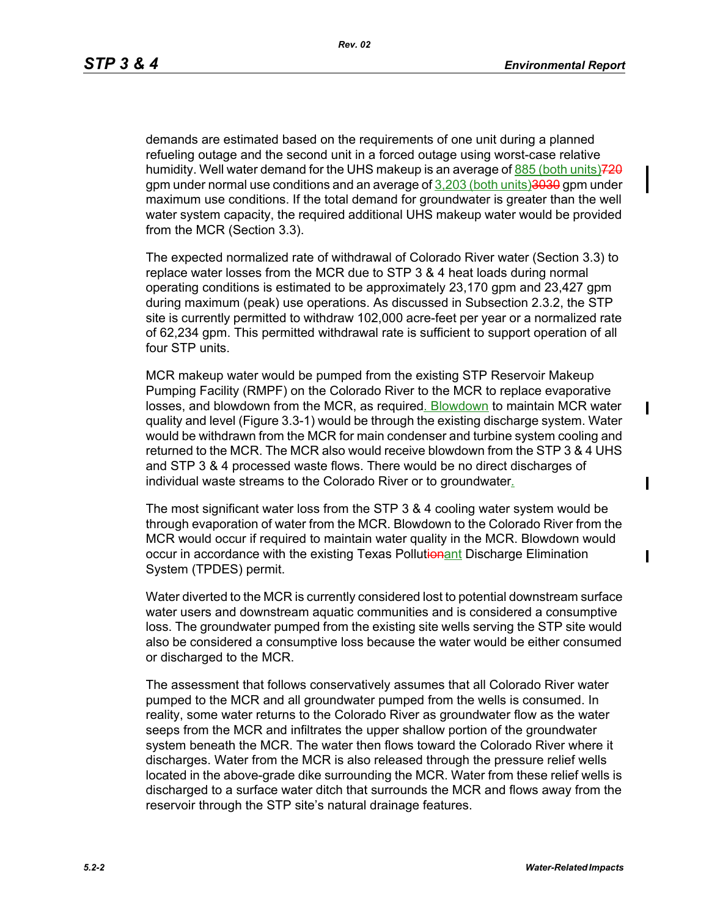demands are estimated based on the requirements of one unit during a planned refueling outage and the second unit in a forced outage using worst-case relative humidity. Well water demand for the UHS makeup is an average of 885 (both units)~~720~~ gpm under normal use conditions and an average of 3,203 (both units)~~3030~~ gpm under maximum use conditions. If the total demand for groundwater is greater than the well water system capacity, the required additional UHS makeup water would be provided from the MCR (Section 3.3).

The expected normalized rate of withdrawal of Colorado River water (Section 3.3) to replace water losses from the MCR due to STP 3 & 4 heat loads during normal operating conditions is estimated to be approximately 23,170 gpm and 23,427 gpm during maximum (peak) use operations. As discussed in Subsection 2.3.2, the STP site is currently permitted to withdraw 102,000 acre-feet per year or a normalized rate of 62,234 gpm. This permitted withdrawal rate is sufficient to support operation of all four STP units.

MCR makeup water would be pumped from the existing STP Reservoir Makeup Pumping Facility (RMPF) on the Colorado River to the MCR to replace evaporative losses, and blowdown from the MCR, as required. Blowdown to maintain MCR water quality and level (Figure 3.3-1) would be through the existing discharge system. Water would be withdrawn from the MCR for main condenser and turbine system cooling and returned to the MCR. The MCR also would receive blowdown from the STP 3 & 4 UHS and STP 3 & 4 processed waste flows. There would be no direct discharges of individual waste streams to the Colorado River or to groundwater.

The most significant water loss from the STP 3 & 4 cooling water system would be through evaporation of water from the MCR. Blowdown to the Colorado River from the MCR would occur if required to maintain water quality in the MCR. Blowdown would occur in accordance with the existing Texas Pollut~~ion~~ant Discharge Elimination System (TPDES) permit.

Water diverted to the MCR is currently considered lost to potential downstream surface water users and downstream aquatic communities and is considered a consumptive loss. The groundwater pumped from the existing site wells serving the STP site would also be considered a consumptive loss because the water would be either consumed or discharged to the MCR.

The assessment that follows conservatively assumes that all Colorado River water pumped to the MCR and all groundwater pumped from the wells is consumed. In reality, some water returns to the Colorado River as groundwater flow as the water seeps from the MCR and infiltrates the upper shallow portion of the groundwater system beneath the MCR. The water then flows toward the Colorado River where it discharges. Water from the MCR is also released through the pressure relief wells located in the above-grade dike surrounding the MCR. Water from these relief wells is discharged to a surface water ditch that surrounds the MCR and flows away from the reservoir through the STP site's natural drainage features.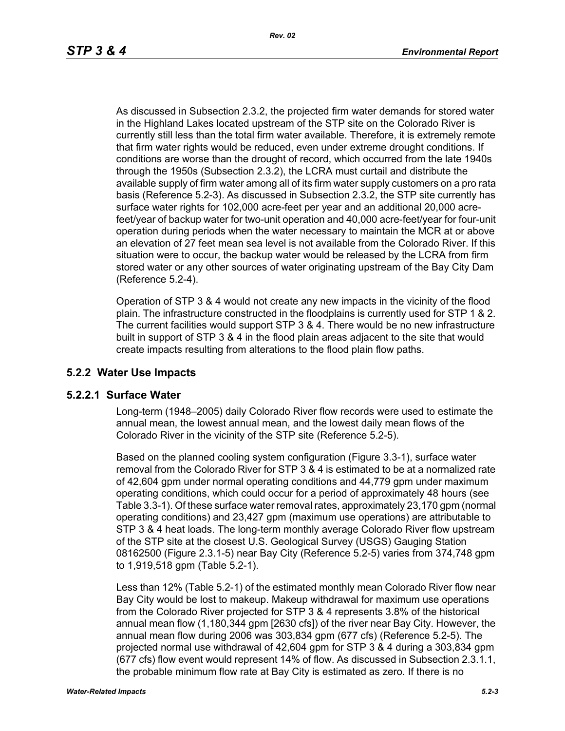As discussed in Subsection 2.3.2, the projected firm water demands for stored water in the Highland Lakes located upstream of the STP site on the Colorado River is currently still less than the total firm water available. Therefore, it is extremely remote that firm water rights would be reduced, even under extreme drought conditions. If conditions are worse than the drought of record, which occurred from the late 1940s through the 1950s (Subsection 2.3.2), the LCRA must curtail and distribute the available supply of firm water among all of its firm water supply customers on a pro rata basis (Reference 5.2-3). As discussed in Subsection 2.3.2, the STP site currently has surface water rights for 102,000 acre-feet per year and an additional 20,000 acre-feet/year of backup water for two-unit operation and 40,000 acre-feet/year for four-unit operation during periods when the water necessary to maintain the MCR at or above an elevation of 27 feet mean sea level is not available from the Colorado River. If this situation were to occur, the backup water would be released by the LCRA from firm stored water or any other sources of water originating upstream of the Bay City Dam (Reference 5.2-4).

Operation of STP 3 & 4 would not create any new impacts in the vicinity of the flood plain. The infrastructure constructed in the floodplains is currently used for STP 1 & 2. The current facilities would support STP 3 & 4. There would be no new infrastructure built in support of STP 3 & 4 in the flood plain areas adjacent to the site that would create impacts resulting from alterations to the flood plain flow paths.

## 5.2.2 Water Use Impacts

### 5.2.2.1 Surface Water

Long-term (1948–2005) daily Colorado River flow records were used to estimate the annual mean, the lowest annual mean, and the lowest daily mean flows of the Colorado River in the vicinity of the STP site (Reference 5.2-5).

Based on the planned cooling system configuration (Figure 3.3-1), surface water removal from the Colorado River for STP 3 & 4 is estimated to be at a normalized rate of 42,604 gpm under normal operating conditions and 44,779 gpm under maximum operating conditions, which could occur for a period of approximately 48 hours (see Table 3.3-1). Of these surface water removal rates, approximately 23,170 gpm (normal operating conditions) and 23,427 gpm (maximum use operations) are attributable to STP 3 & 4 heat loads. The long-term monthly average Colorado River flow upstream of the STP site at the closest U.S. Geological Survey (USGS) Gauging Station 08162500 (Figure 2.3.1-5) near Bay City (Reference 5.2-5) varies from 374,748 gpm to 1,919,518 gpm (Table 5.2-1).

Less than 12% (Table 5.2-1) of the estimated monthly mean Colorado River flow near Bay City would be lost to makeup. Makeup withdrawal for maximum use operations from the Colorado River projected for STP 3 & 4 represents 3.8% of the historical annual mean flow (1,180,344 gpm [2630 cfs]) of the river near Bay City. However, the annual mean flow during 2006 was 303,834 gpm (677 cfs) (Reference 5.2-5). The projected normal use withdrawal of 42,604 gpm for STP 3 & 4 during a 303,834 gpm (677 cfs) flow event would represent 14% of flow. As discussed in Subsection 2.3.1.1, the probable minimum flow rate at Bay City is estimated as zero. If there is no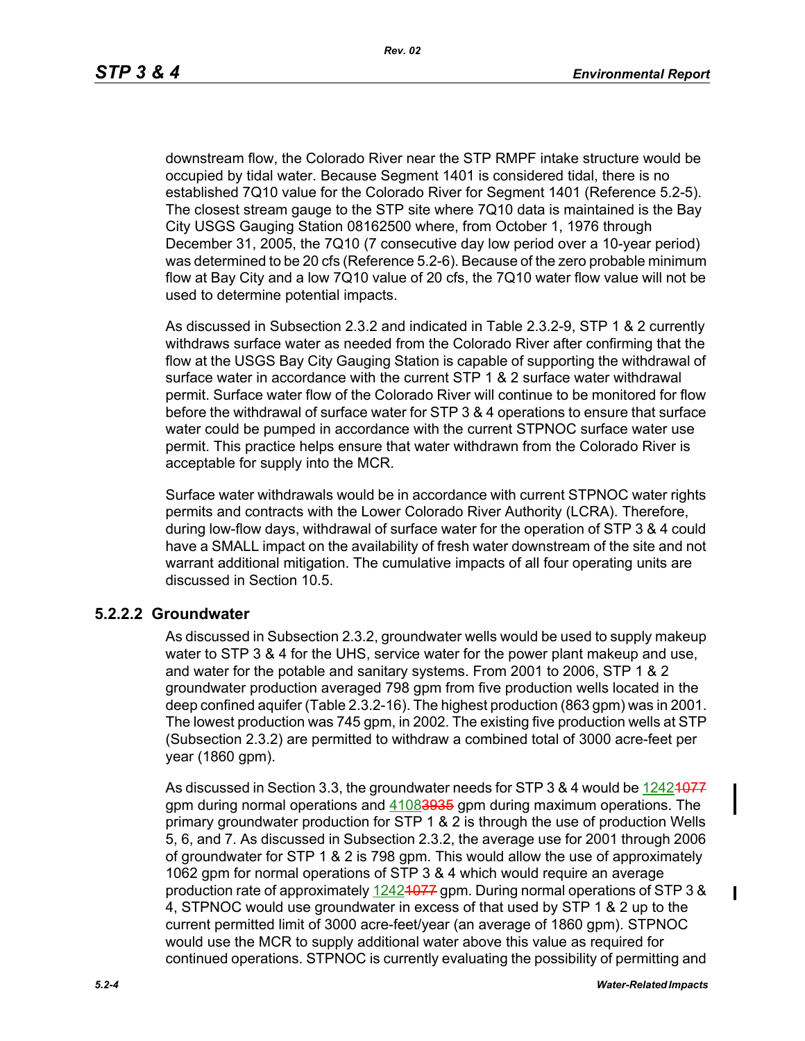downstream flow, the Colorado River near the STP RMPF intake structure would be occupied by tidal water. Because Segment 1401 is considered tidal, there is no established 7Q10 value for the Colorado River for Segment 1401 (Reference 5.2-5). The closest stream gauge to the STP site where 7Q10 data is maintained is the Bay City USGS Gauging Station 08162500 where, from October 1, 1976 through December 31, 2005, the 7Q10 (7 consecutive day low period over a 10-year period) was determined to be 20 cfs (Reference 5.2-6). Because of the zero probable minimum flow at Bay City and a low 7Q10 value of 20 cfs, the 7Q10 water flow value will not be used to determine potential impacts.

As discussed in Subsection 2.3.2 and indicated in Table 2.3.2-9, STP 1 & 2 currently withdraws surface water as needed from the Colorado River after confirming that the flow at the USGS Bay City Gauging Station is capable of supporting the withdrawal of surface water in accordance with the current STP 1 & 2 surface water withdrawal permit. Surface water flow of the Colorado River will continue to be monitored for flow before the withdrawal of surface water for STP 3 & 4 operations to ensure that surface water could be pumped in accordance with the current STPNOC surface water use permit. This practice helps ensure that water withdrawn from the Colorado River is acceptable for supply into the MCR.

Surface water withdrawals would be in accordance with current STPNOC water rights permits and contracts with the Lower Colorado River Authority (LCRA). Therefore, during low-flow days, withdrawal of surface water for the operation of STP 3 & 4 could have a SMALL impact on the availability of fresh water downstream of the site and not warrant additional mitigation. The cumulative impacts of all four operating units are discussed in Section 10.5.

### 5.2.2.2 Groundwater

As discussed in Subsection 2.3.2, groundwater wells would be used to supply makeup water to STP 3 & 4 for the UHS, service water for the power plant makeup and use, and water for the potable and sanitary systems. From 2001 to 2006, STP 1 & 2 groundwater production averaged 798 gpm from five production wells located in the deep confined aquifer (Table 2.3.2-16). The highest production (863 gpm) was in 2001. The lowest production was 745 gpm, in 2002. The existing five production wells at STP (Subsection 2.3.2) are permitted to withdraw a combined total of 3000 acre-feet per year (1860 gpm).

As discussed in Section 3.3, the groundwater needs for STP 3 & 4 would be 1242~~1077~~ gpm during normal operations and 4108~~3935~~ gpm during maximum operations. The primary groundwater production for STP 1 & 2 is through the use of production Wells 5, 6, and 7. As discussed in Subsection 2.3.2, the average use for 2001 through 2006 of groundwater for STP 1 & 2 is 798 gpm. This would allow the use of approximately 1062 gpm for normal operations of STP 3 & 4 which would require an average production rate of approximately 1242~~1077~~ gpm. During normal operations of STP 3 & 4, STPNOC would use groundwater in excess of that used by STP 1 & 2 up to the current permitted limit of 3000 acre-feet/year (an average of 1860 gpm). STPNOC would use the MCR to supply additional water above this value as required for continued operations. STPNOC is currently evaluating the possibility of permitting and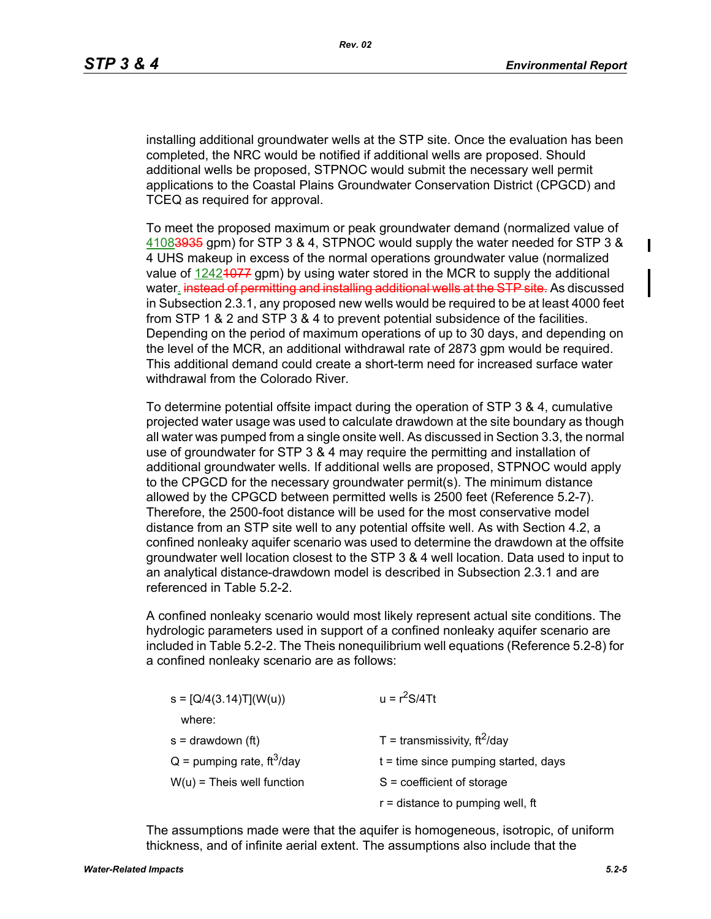installing additional groundwater wells at the STP site. Once the evaluation has been completed, the NRC would be notified if additional wells are proposed. Should additional wells be proposed, STPNOC would submit the necessary well permit applications to the Coastal Plains Groundwater Conservation District (CPGCD) and TCEQ as required for approval.

To meet the proposed maximum or peak groundwater demand (normalized value of 4108~~3935~~ gpm) for STP 3 & 4, STPNOC would supply the water needed for STP 3 & 4 UHS makeup in excess of the normal operations groundwater value (normalized value of 1242~~1077~~ gpm) by using water stored in the MCR to supply the additional water. ~~instead of permitting and installing additional wells at the STP site.~~ As discussed in Subsection 2.3.1, any proposed new wells would be required to be at least 4000 feet from STP 1 & 2 and STP 3 & 4 to prevent potential subsidence of the facilities. Depending on the period of maximum operations of up to 30 days, and depending on the level of the MCR, an additional withdrawal rate of 2873 gpm would be required. This additional demand could create a short-term need for increased surface water withdrawal from the Colorado River.

To determine potential offsite impact during the operation of STP 3 & 4, cumulative projected water usage was used to calculate drawdown at the site boundary as though all water was pumped from a single onsite well. As discussed in Section 3.3, the normal use of groundwater for STP 3 & 4 may require the permitting and installation of additional groundwater wells. If additional wells are proposed, STPNOC would apply to the CPGCD for the necessary groundwater permit(s). The minimum distance allowed by the CPGCD between permitted wells is 2500 feet (Reference 5.2-7). Therefore, the 2500-foot distance will be used for the most conservative model distance from an STP site well to any potential offsite well. As with Section 4.2, a confined nonleaky aquifer scenario was used to determine the drawdown at the offsite groundwater well location closest to the STP 3 & 4 well location. Data used to input to an analytical distance-drawdown model is described in Subsection 2.3.1 and are referenced in Table 5.2-2.

A confined nonleaky scenario would most likely represent actual site conditions. The hydrologic parameters used in support of a confined nonleaky aquifer scenario are included in Table 5.2-2. The Theis nonequilibrium well equations (Reference 5.2-8) for a confined nonleaky scenario are as follows:

$$s = [Q/4(3.14)T](W(u)) \qquad u = r^2S/4Tt$$

where:

- $s$ = drawdown (ft)
- $Q$ = pumping rate, $ft^3$/day
- $W(u)$ = Theis well function
- $T$ = transmissivity, $ft^2$/day
- $t$ = time since pumping started, days
- $S$ = coefficient of storage
- $r$ = distance to pumping well, ft

The assumptions made were that the aquifer is homogeneous, isotropic, of uniform thickness, and of infinite aerial extent. The assumptions also include that the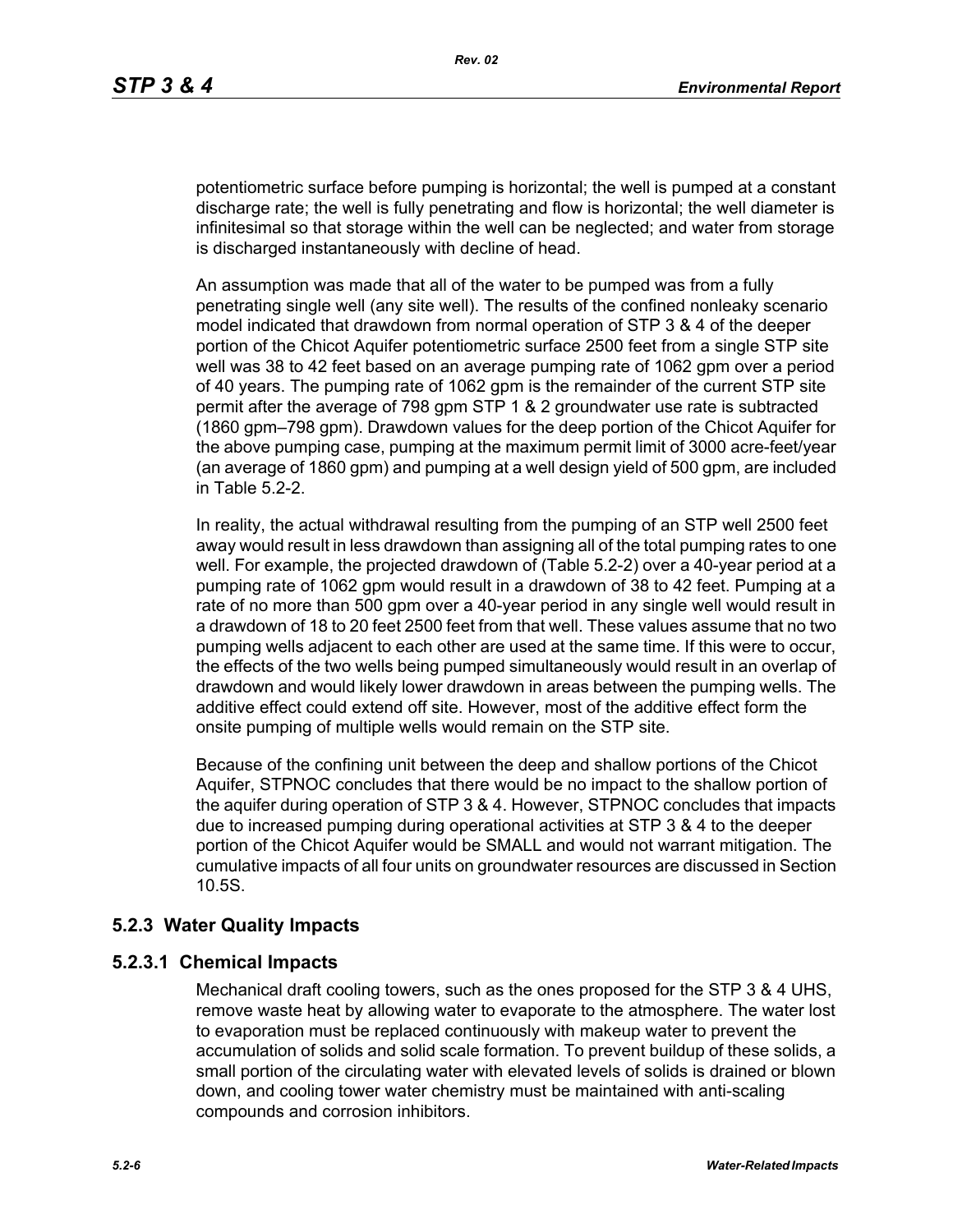potentiometric surface before pumping is horizontal; the well is pumped at a constant discharge rate; the well is fully penetrating and flow is horizontal; the well diameter is infinitesimal so that storage within the well can be neglected; and water from storage is discharged instantaneously with decline of head.

An assumption was made that all of the water to be pumped was from a fully penetrating single well (any site well). The results of the confined nonleaky scenario model indicated that drawdown from normal operation of STP 3 & 4 of the deeper portion of the Chicot Aquifer potentiometric surface 2500 feet from a single STP site well was 38 to 42 feet based on an average pumping rate of 1062 gpm over a period of 40 years. The pumping rate of 1062 gpm is the remainder of the current STP site permit after the average of 798 gpm STP 1 & 2 groundwater use rate is subtracted (1860 gpm–798 gpm). Drawdown values for the deep portion of the Chicot Aquifer for the above pumping case, pumping at the maximum permit limit of 3000 acre-feet/year (an average of 1860 gpm) and pumping at a well design yield of 500 gpm, are included in Table 5.2-2.

In reality, the actual withdrawal resulting from the pumping of an STP well 2500 feet away would result in less drawdown than assigning all of the total pumping rates to one well. For example, the projected drawdown of (Table 5.2-2) over a 40-year period at a pumping rate of 1062 gpm would result in a drawdown of 38 to 42 feet. Pumping at a rate of no more than 500 gpm over a 40-year period in any single well would result in a drawdown of 18 to 20 feet 2500 feet from that well. These values assume that no two pumping wells adjacent to each other are used at the same time. If this were to occur, the effects of the two wells being pumped simultaneously would result in an overlap of drawdown and would likely lower drawdown in areas between the pumping wells. The additive effect could extend off site. However, most of the additive effect form the onsite pumping of multiple wells would remain on the STP site.

Because of the confining unit between the deep and shallow portions of the Chicot Aquifer, STPNOC concludes that there would be no impact to the shallow portion of the aquifer during operation of STP 3 & 4. However, STPNOC concludes that impacts due to increased pumping during operational activities at STP 3 & 4 to the deeper portion of the Chicot Aquifer would be SMALL and would not warrant mitigation. The cumulative impacts of all four units on groundwater resources are discussed in Section 10.5S.

## 5.2.3 Water Quality Impacts

### 5.2.3.1 Chemical Impacts

Mechanical draft cooling towers, such as the ones proposed for the STP 3 & 4 UHS, remove waste heat by allowing water to evaporate to the atmosphere. The water lost to evaporation must be replaced continuously with makeup water to prevent the accumulation of solids and solid scale formation. To prevent buildup of these solids, a small portion of the circulating water with elevated levels of solids is drained or blown down, and cooling tower water chemistry must be maintained with anti-scaling compounds and corrosion inhibitors.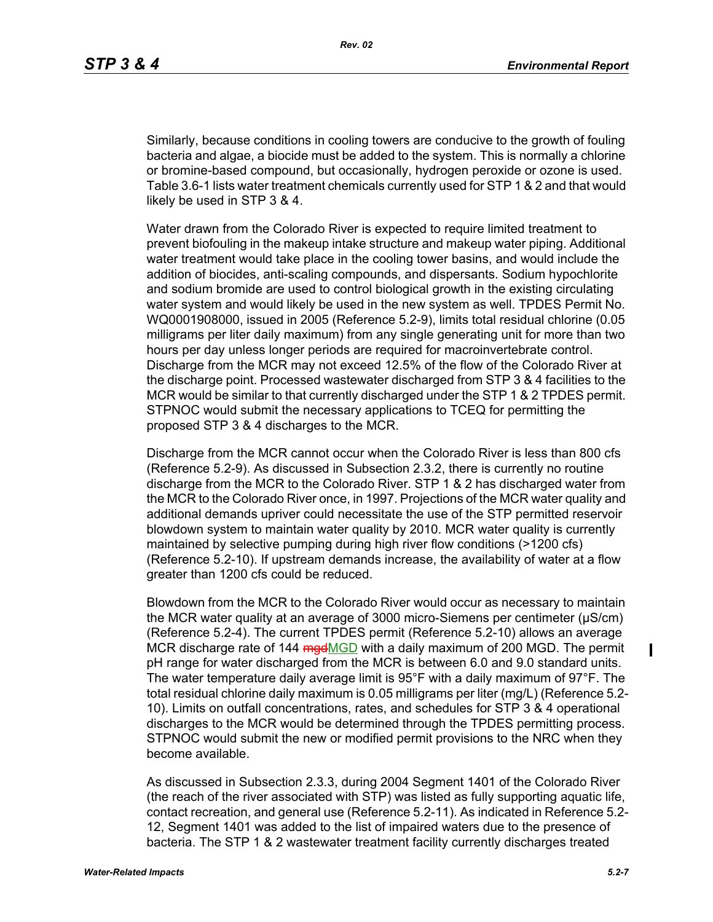Similarly, because conditions in cooling towers are conducive to the growth of fouling bacteria and algae, a biocide must be added to the system. This is normally a chlorine or bromine-based compound, but occasionally, hydrogen peroxide or ozone is used. Table 3.6-1 lists water treatment chemicals currently used for STP 1 & 2 and that would likely be used in STP 3 & 4.

Water drawn from the Colorado River is expected to require limited treatment to prevent biofouling in the makeup intake structure and makeup water piping. Additional water treatment would take place in the cooling tower basins, and would include the addition of biocides, anti-scaling compounds, and dispersants. Sodium hypochlorite and sodium bromide are used to control biological growth in the existing circulating water system and would likely be used in the new system as well. TPDES Permit No. WQ0001908000, issued in 2005 (Reference 5.2-9), limits total residual chlorine (0.05 milligrams per liter daily maximum) from any single generating unit for more than two hours per day unless longer periods are required for macroinvertebrate control. Discharge from the MCR may not exceed 12.5% of the flow of the Colorado River at the discharge point. Processed wastewater discharged from STP 3 & 4 facilities to the MCR would be similar to that currently discharged under the STP 1 & 2 TPDES permit. STPNOC would submit the necessary applications to TCEQ for permitting the proposed STP 3 & 4 discharges to the MCR.

Discharge from the MCR cannot occur when the Colorado River is less than 800 cfs (Reference 5.2-9). As discussed in Subsection 2.3.2, there is currently no routine discharge from the MCR to the Colorado River. STP 1 & 2 has discharged water from the MCR to the Colorado River once, in 1997. Projections of the MCR water quality and additional demands upriver could necessitate the use of the STP permitted reservoir blowdown system to maintain water quality by 2010. MCR water quality is currently maintained by selective pumping during high river flow conditions (>1200 cfs) (Reference 5.2-10). If upstream demands increase, the availability of water at a flow greater than 1200 cfs could be reduced.

Blowdown from the MCR to the Colorado River would occur as necessary to maintain the MCR water quality at an average of 3000 micro-Siemens per centimeter (µS/cm) (Reference 5.2-4). The current TPDES permit (Reference 5.2-10) allows an average MCR discharge rate of 144 ~~mgd~~MGD with a daily maximum of 200 MGD. The permit pH range for water discharged from the MCR is between 6.0 and 9.0 standard units. The water temperature daily average limit is 95°F with a daily maximum of 97°F. The total residual chlorine daily maximum is 0.05 milligrams per liter (mg/L) (Reference 5.2-10). Limits on outfall concentrations, rates, and schedules for STP 3 & 4 operational discharges to the MCR would be determined through the TPDES permitting process. STPNOC would submit the new or modified permit provisions to the NRC when they become available.

As discussed in Subsection 2.3.3, during 2004 Segment 1401 of the Colorado River (the reach of the river associated with STP) was listed as fully supporting aquatic life, contact recreation, and general use (Reference 5.2-11). As indicated in Reference 5.2-12, Segment 1401 was added to the list of impaired waters due to the presence of bacteria. The STP 1 & 2 wastewater treatment facility currently discharges treated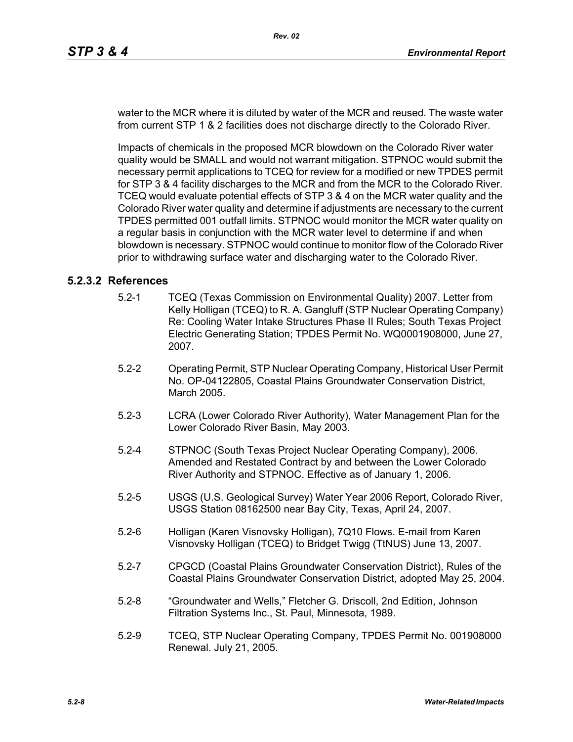water to the MCR where it is diluted by water of the MCR and reused. The waste water from current STP 1 & 2 facilities does not discharge directly to the Colorado River.

Impacts of chemicals in the proposed MCR blowdown on the Colorado River water quality would be SMALL and would not warrant mitigation. STPNOC would submit the necessary permit applications to TCEQ for review for a modified or new TPDES permit for STP 3 & 4 facility discharges to the MCR and from the MCR to the Colorado River. TCEQ would evaluate potential effects of STP 3 & 4 on the MCR water quality and the Colorado River water quality and determine if adjustments are necessary to the current TPDES permitted 001 outfall limits. STPNOC would monitor the MCR water quality on a regular basis in conjunction with the MCR water level to determine if and when blowdown is necessary. STPNOC would continue to monitor flow of the Colorado River prior to withdrawing surface water and discharging water to the Colorado River.

### 5.2.3.2 References

5.2-1 TCEQ (Texas Commission on Environmental Quality) 2007. Letter from Kelly Holligan (TCEQ) to R. A. Gangluff (STP Nuclear Operating Company) Re: Cooling Water Intake Structures Phase II Rules; South Texas Project Electric Generating Station; TPDES Permit No. WQ0001908000, June 27, 2007.

5.2-2 Operating Permit, STP Nuclear Operating Company, Historical User Permit No. OP-04122805, Coastal Plains Groundwater Conservation District, March 2005.

5.2-3 LCRA (Lower Colorado River Authority), Water Management Plan for the Lower Colorado River Basin, May 2003.

5.2-4 STPNOC (South Texas Project Nuclear Operating Company), 2006. Amended and Restated Contract by and between the Lower Colorado River Authority and STPNOC. Effective as of January 1, 2006.

5.2-5 USGS (U.S. Geological Survey) Water Year 2006 Report, Colorado River, USGS Station 08162500 near Bay City, Texas, April 24, 2007.

5.2-6 Holligan (Karen Visnovsky Holligan), 7Q10 Flows. E-mail from Karen Visnovsky Holligan (TCEQ) to Bridget Twigg (TtNUS) June 13, 2007.

5.2-7 CPGCD (Coastal Plains Groundwater Conservation District), Rules of the Coastal Plains Groundwater Conservation District, adopted May 25, 2004.

5.2-8 "Groundwater and Wells," Fletcher G. Driscoll, 2nd Edition, Johnson Filtration Systems Inc., St. Paul, Minnesota, 1989.

5.2-9 TCEQ, STP Nuclear Operating Company, TPDES Permit No. 001908000 Renewal. July 21, 2005.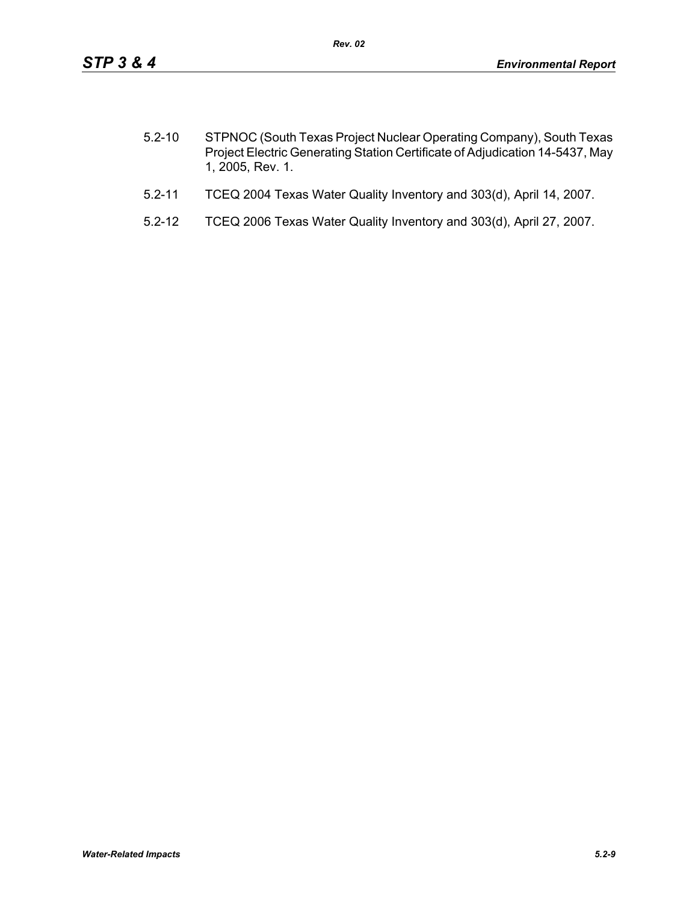5.2-10 STPNOC (South Texas Project Nuclear Operating Company), South Texas Project Electric Generating Station Certificate of Adjudication 14-5437, May 1, 2005, Rev. 1.

5.2-11 TCEQ 2004 Texas Water Quality Inventory and 303(d), April 14, 2007.

5.2-12 TCEQ 2006 Texas Water Quality Inventory and 303(d), April 27, 2007.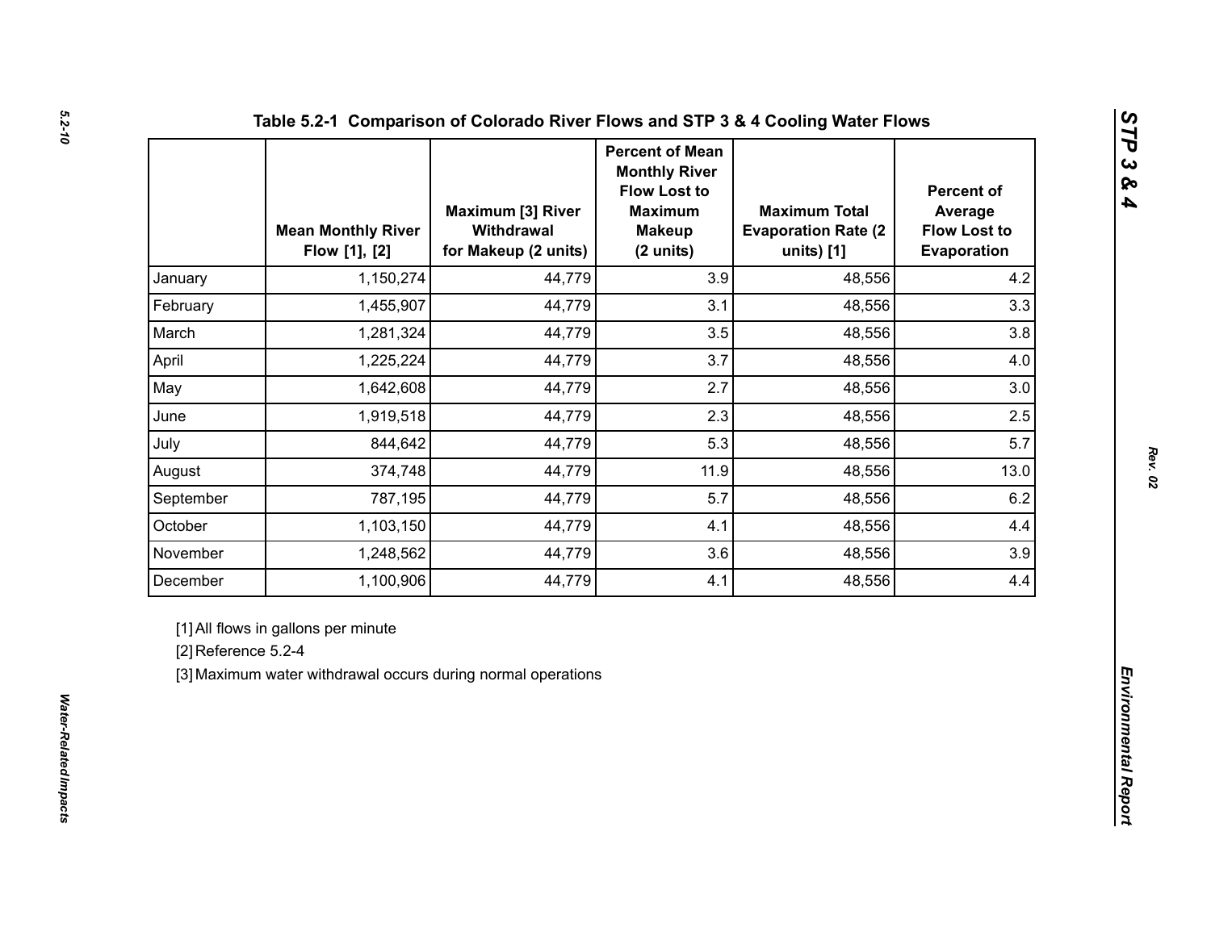## Table 5.2-1 Comparison of Colorado River Flows and STP 3 & 4 Cooling Water Flows

| | Mean Monthly River Flow [1], [2] | Maximum [3] River Withdrawal for Makeup (2 units) | Percent of Mean Monthly River Flow Lost to Maximum Makeup (2 units) | Maximum Total Evaporation Rate (2 units) [1] | Percent of Average Flow Lost to Evaporation |
|---|---|---|---|---|---|
| January | 1,150,274 | 44,779 | 3.9 | 48,556 | 4.2 |
| February | 1,455,907 | 44,779 | 3.1 | 48,556 | 3.3 |
| March | 1,281,324 | 44,779 | 3.5 | 48,556 | 3.8 |
| April | 1,225,224 | 44,779 | 3.7 | 48,556 | 4.0 |
| May | 1,642,608 | 44,779 | 2.7 | 48,556 | 3.0 |
| June | 1,919,518 | 44,779 | 2.3 | 48,556 | 2.5 |
| July | 844,642 | 44,779 | 5.3 | 48,556 | 5.7 |
| August | 374,748 | 44,779 | 11.9 | 48,556 | 13.0 |
| September | 787,195 | 44,779 | 5.7 | 48,556 | 6.2 |
| October | 1,103,150 | 44,779 | 4.1 | 48,556 | 4.4 |
| November | 1,248,562 | 44,779 | 3.6 | 48,556 | 3.9 |
| December | 1,100,906 | 44,779 | 4.1 | 48,556 | 4.4 |

[1] All flows in gallons per minute

[2] Reference 5.2-4

[3] Maximum water withdrawal occurs during normal operations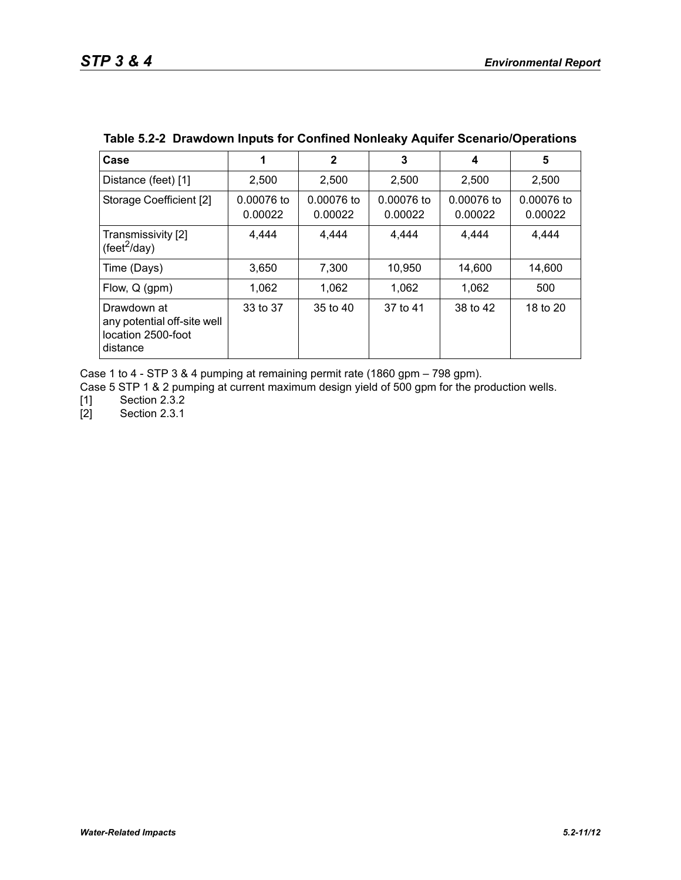**Table 5.2-2 Drawdown Inputs for Confined Nonleaky Aquifer Scenario/Operations**

| Case | 1 | 2 | 3 | 4 | 5 |
|---|---|---|---|---|---|
| Distance (feet) [1] | 2,500 | 2,500 | 2,500 | 2,500 | 2,500 |
| Storage Coefficient [2] | 0.00076 to 0.00022 | 0.00076 to 0.00022 | 0.00076 to 0.00022 | 0.00076 to 0.00022 | 0.00076 to 0.00022 |
| Transmissivity [2] ($feet^2$/day) | 4,444 | 4,444 | 4,444 | 4,444 | 4,444 |
| Time (Days) | 3,650 | 7,300 | 10,950 | 14,600 | 14,600 |
| Flow, Q (gpm) | 1,062 | 1,062 | 1,062 | 1,062 | 500 |
| Drawdown at any potential off-site well location 2500-foot distance | 33 to 37 | 35 to 40 | 37 to 41 | 38 to 42 | 18 to 20 |

Case 1 to 4 - STP 3 & 4 pumping at remaining permit rate (1860 gpm – 798 gpm).

Case 5 STP 1 & 2 pumping at current maximum design yield of 500 gpm for the production wells.

[1] Section 2.3.2

[2] Section 2.3.1